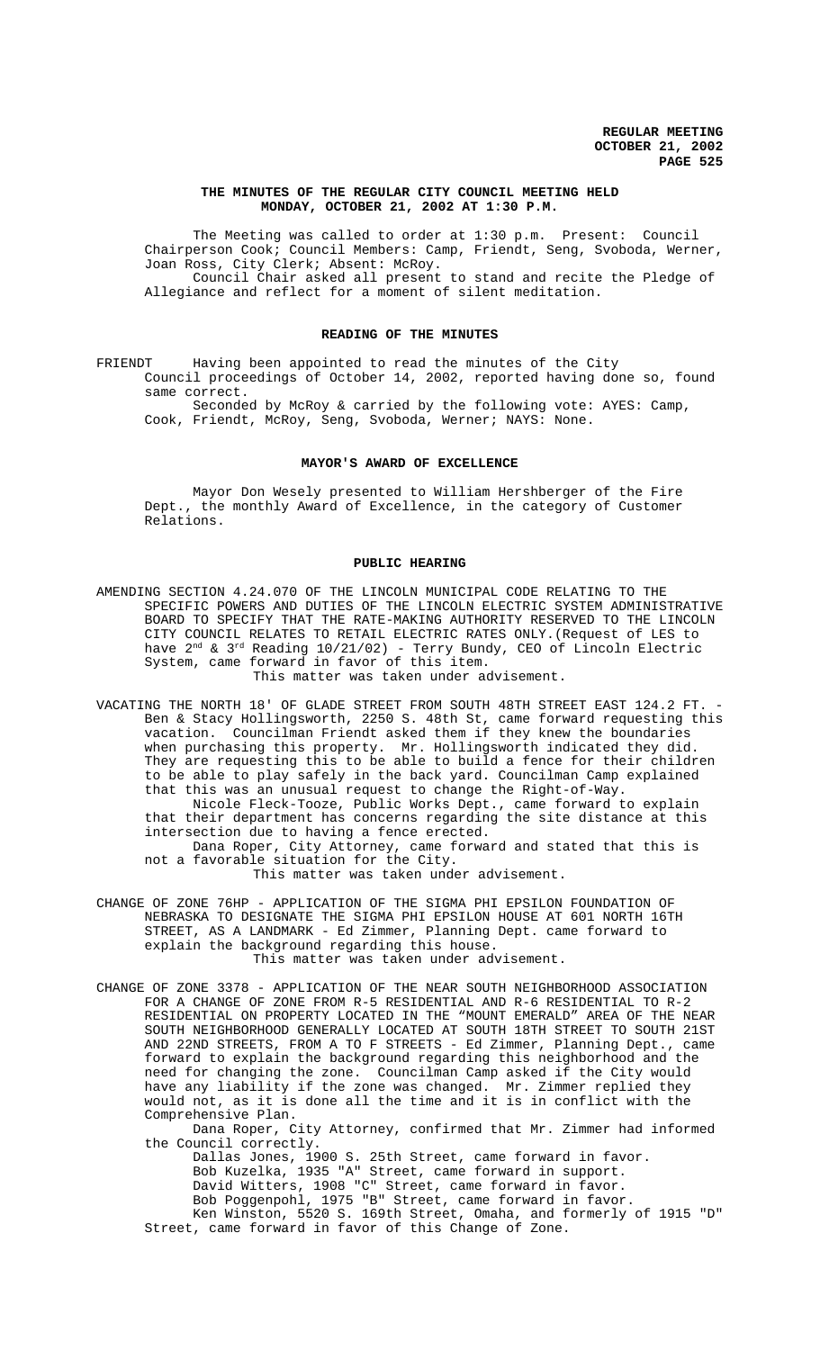## THE MINUTES OF THE REGULAR CITY COUNCIL MEETING HELD MONDAY, OCTOBER 21, 2002 AT 1:30 P.M.

The Meeting was called to order at 1:30 p.m. Present: Council Chairperson Cook; Council Members: Camp, Friendt, Seng, Svoboda, Werner, Joan Ross, City Clerk; Absent: McRoy.

Council Chair asked all present to stand and recite the Pledge of Allegiance and reflect for a moment of silent meditation.

## READING OF THE MINUTES

FRIENDT Having been appointed to read the minutes of the City Council proceedings of October 14, 2002, reported having done so, found same correct.

Seconded by McRoy & carried by the following vote: AYES: Camp, Cook, Friendt, McRoy, Seng, Svoboda, Werner; NAYS: None.

## MAYOR'S AWARD OF EXCELLENCE

Mayor Don Wesely presented to William Hershberger of the Fire Dept., the monthly Award of Excellence, in the category of Customer Relations.

## PUBLIC HEARING

AMENDING SECTION 4.24.070 OF THE LINCOLN MUNICIPAL CODE RELATING TO THE SPECIFIC POWERS AND DUTIES OF THE LINCOLN ELECTRIC SYSTEM ADMINISTRATIVE BOARD TO SPECIFY THAT THE RATE-MAKING AUTHORITY RESERVED TO THE LINCOLN CITY COUNCIL RELATES TO RETAIL ELECTRIC RATES ONLY.(Request of LES to have 2nd & 3rd Reading 10/21/02) - Terry Bundy, CEO of Lincoln Electric System, came forward in favor of this item.

This matter was taken under advisement.

VACATING THE NORTH 18' OF GLADE STREET FROM SOUTH 48TH STREET EAST 124.2 FT. - Ben & Stacy Hollingsworth, 2250 S. 48th St, came forward requesting this vacation. Councilman Friendt asked them if they knew the boundaries when purchasing this property. Mr. Hollingsworth indicated they did. They are requesting this to be able to build a fence for their children to be able to play safely in the back yard. Councilman Camp explained that this was an unusual request to change the Right-of-Way.

Nicole Fleck-Tooze, Public Works Dept., came forward to explain that their department has concerns regarding the site distance at this intersection due to having a fence erected.

Dana Roper, City Attorney, came forward and stated that this is not a favorable situation for the City.

This matter was taken under advisement.

CHANGE OF ZONE 76HP - APPLICATION OF THE SIGMA PHI EPSILON FOUNDATION OF NEBRASKA TO DESIGNATE THE SIGMA PHI EPSILON HOUSE AT 601 NORTH 16TH STREET, AS A LANDMARK - Ed Zimmer, Planning Dept. came forward to explain the background regarding this house.

This matter was taken under advisement.

CHANGE OF ZONE 3378 - APPLICATION OF THE NEAR SOUTH NEIGHBORHOOD ASSOCIATION FOR A CHANGE OF ZONE FROM R-5 RESIDENTIAL AND R-6 RESIDENTIAL TO R-2 RESIDENTIAL ON PROPERTY LOCATED IN THE "MOUNT EMERALD" AREA OF THE NEAR SOUTH NEIGHBORHOOD GENERALLY LOCATED AT SOUTH 18TH STREET TO SOUTH 21ST AND 22ND STREETS, FROM A TO F STREETS - Ed Zimmer, Planning Dept., came forward to explain the background regarding this neighborhood and the need for changing the zone. Councilman Camp asked if the City would have any liability if the zone was changed. Mr. Zimmer replied they would not, as it is done all the time and it is in conflict with the Comprehensive Plan.

Dana Roper, City Attorney, confirmed that Mr. Zimmer had informed the Council correctly.

Dallas Jones, 1900 S. 25th Street, came forward in favor.

Bob Kuzelka, 1935 "A" Street, came forward in support.

David Witters, 1908 "C" Street, came forward in favor.

Bob Poggenpohl, 1975 "B" Street, came forward in favor.

Ken Winston, 5520 S. 169th Street, Omaha, and formerly of 1915 "D" Street, came forward in favor of this Change of Zone.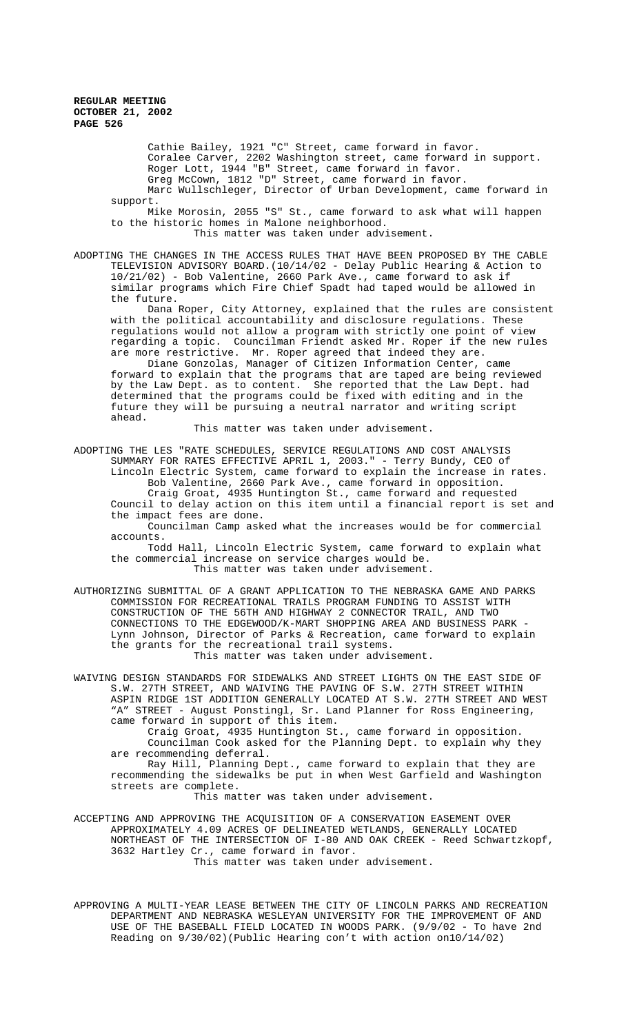Cathie Bailey, 1921 "C" Street, came forward in favor.
Coralee Carver, 2202 Washington street, came forward in support.
Roger Lott, 1944 "B" Street, came forward in favor.
Greg McCown, 1812 "D" Street, came forward in favor.
Marc Wullschleger, Director of Urban Development, came forward in support.
Mike Morosin, 2055 "S" St., came forward to ask what will happen to the historic homes in Malone neighborhood.
This matter was taken under advisement.

ADOPTING THE CHANGES IN THE ACCESS RULES THAT HAVE BEEN PROPOSED BY THE CABLE TELEVISION ADVISORY BOARD.(10/14/02 - Delay Public Hearing & Action to 10/21/02) - Bob Valentine, 2660 Park Ave., came forward to ask if similar programs which Fire Chief Spadt had taped would be allowed in the future.
Dana Roper, City Attorney, explained that the rules are consistent with the political accountability and disclosure regulations. These regulations would not allow a program with strictly one point of view regarding a topic. Councilman Friendt asked Mr. Roper if the new rules are more restrictive. Mr. Roper agreed that indeed they are.
Diane Gonzolas, Manager of Citizen Information Center, came forward to explain that the programs that are taped are being reviewed by the Law Dept. as to content. She reported that the Law Dept. had determined that the programs could be fixed with editing and in the future they will be pursuing a neutral narrator and writing script ahead.
This matter was taken under advisement.

ADOPTING THE LES "RATE SCHEDULES, SERVICE REGULATIONS AND COST ANALYSIS SUMMARY FOR RATES EFFECTIVE APRIL 1, 2003." - Terry Bundy, CEO of Lincoln Electric System, came forward to explain the increase in rates.
Bob Valentine, 2660 Park Ave., came forward in opposition.
Craig Groat, 4935 Huntington St., came forward and requested Council to delay action on this item until a financial report is set and the impact fees are done.
Councilman Camp asked what the increases would be for commercial accounts.
Todd Hall, Lincoln Electric System, came forward to explain what the commercial increase on service charges would be.
This matter was taken under advisement.

AUTHORIZING SUBMITTAL OF A GRANT APPLICATION TO THE NEBRASKA GAME AND PARKS COMMISSION FOR RECREATIONAL TRAILS PROGRAM FUNDING TO ASSIST WITH CONSTRUCTION OF THE 56TH AND HIGHWAY 2 CONNECTOR TRAIL, AND TWO CONNECTIONS TO THE EDGEWOOD/K-MART SHOPPING AREA AND BUSINESS PARK - Lynn Johnson, Director of Parks & Recreation, came forward to explain the grants for the recreational trail systems.
This matter was taken under advisement.

WAIVING DESIGN STANDARDS FOR SIDEWALKS AND STREET LIGHTS ON THE EAST SIDE OF S.W. 27TH STREET, AND WAIVING THE PAVING OF S.W. 27TH STREET WITHIN ASPIN RIDGE 1ST ADDITION GENERALLY LOCATED AT S.W. 27TH STREET AND WEST "A" STREET - August Ponstingl, Sr. Land Planner for Ross Engineering, came forward in support of this item.
Craig Groat, 4935 Huntington St., came forward in opposition.
Councilman Cook asked for the Planning Dept. to explain why they are recommending deferral.
Ray Hill, Planning Dept., came forward to explain that they are recommending the sidewalks be put in when West Garfield and Washington streets are complete.
This matter was taken under advisement.

ACCEPTING AND APPROVING THE ACQUISITION OF A CONSERVATION EASEMENT OVER APPROXIMATELY 4.09 ACRES OF DELINEATED WETLANDS, GENERALLY LOCATED NORTHEAST OF THE INTERSECTION OF I-80 AND OAK CREEK - Reed Schwartzkopf, 3632 Hartley Cr., came forward in favor.
This matter was taken under advisement.

APPROVING A MULTI-YEAR LEASE BETWEEN THE CITY OF LINCOLN PARKS AND RECREATION DEPARTMENT AND NEBRASKA WESLEYAN UNIVERSITY FOR THE IMPROVEMENT OF AND USE OF THE BASEBALL FIELD LOCATED IN WOODS PARK. (9/9/02 - To have 2nd Reading on 9/30/02)(Public Hearing con't with action on10/14/02)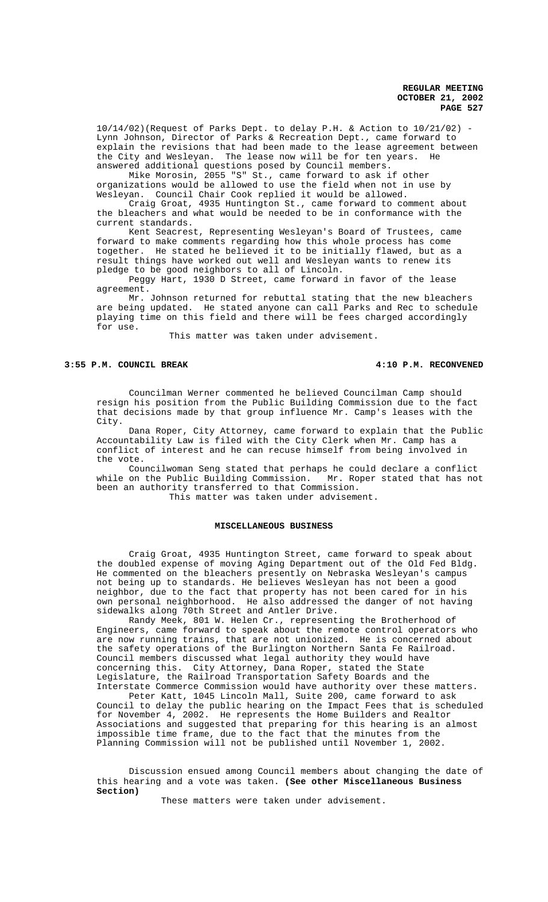10/14/02)(Request of Parks Dept. to delay P.H. & Action to 10/21/02) - Lynn Johnson, Director of Parks & Recreation Dept., came forward to explain the revisions that had been made to the lease agreement between the City and Wesleyan. The lease now will be for ten years. He answered additional questions posed by Council members.

Mike Morosin, 2055 "S" St., came forward to ask if other organizations would be allowed to use the field when not in use by Wesleyan. Council Chair Cook replied it would be allowed.

Craig Groat, 4935 Huntington St., came forward to comment about the bleachers and what would be needed to be in conformance with the current standards.

Kent Seacrest, Representing Wesleyan's Board of Trustees, came forward to make comments regarding how this whole process has come together. He stated he believed it to be initially flawed, but as a result things have worked out well and Wesleyan wants to renew its pledge to be good neighbors to all of Lincoln.

Peggy Hart, 1930 D Street, came forward in favor of the lease agreement.

Mr. Johnson returned for rebuttal stating that the new bleachers are being updated. He stated anyone can call Parks and Rec to schedule playing time on this field and there will be fees charged accordingly for use.

This matter was taken under advisement.

**3:55 P.M. COUNCIL BREAK** **4:10 P.M. RECONVENED**

Councilman Werner commented he believed Councilman Camp should resign his position from the Public Building Commission due to the fact that decisions made by that group influence Mr. Camp's leases with the City.

Dana Roper, City Attorney, came forward to explain that the Public Accountability Law is filed with the City Clerk when Mr. Camp has a conflict of interest and he can recuse himself from being involved in the vote.

Councilwoman Seng stated that perhaps he could declare a conflict while on the Public Building Commission. Mr. Roper stated that has not been an authority transferred to that Commission.

This matter was taken under advisement.

## MISCELLANEOUS BUSINESS

Craig Groat, 4935 Huntington Street, came forward to speak about the doubled expense of moving Aging Department out of the Old Fed Bldg. He commented on the bleachers presently on Nebraska Wesleyan's campus not being up to standards. He believes Wesleyan has not been a good neighbor, due to the fact that property has not been cared for in his own personal neighborhood. He also addressed the danger of not having sidewalks along 70th Street and Antler Drive.

Randy Meek, 801 W. Helen Cr., representing the Brotherhood of Engineers, came forward to speak about the remote control operators who are now running trains, that are not unionized. He is concerned about the safety operations of the Burlington Northern Santa Fe Railroad. Council members discussed what legal authority they would have concerning this. City Attorney, Dana Roper, stated the State Legislature, the Railroad Transportation Safety Boards and the Interstate Commerce Commission would have authority over these matters.

Peter Katt, 1045 Lincoln Mall, Suite 200, came forward to ask Council to delay the public hearing on the Impact Fees that is scheduled for November 4, 2002. He represents the Home Builders and Realtor Associations and suggested that preparing for this hearing is an almost impossible time frame, due to the fact that the minutes from the Planning Commission will not be published until November 1, 2002.

Discussion ensued among Council members about changing the date of this hearing and a vote was taken. **(See other Miscellaneous Business Section)**

These matters were taken under advisement.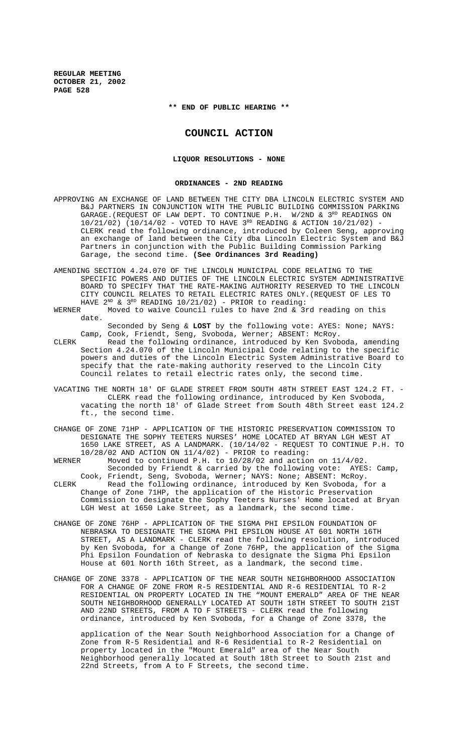**\*\* END OF PUBLIC HEARING \*\***

# COUNCIL ACTION

## LIQUOR RESOLUTIONS - NONE

## ORDINANCES - 2ND READING

APPROVING AN EXCHANGE OF LAND BETWEEN THE CITY DBA LINCOLN ELECTRIC SYSTEM AND B&J PARTNERS IN CONJUNCTION WITH THE PUBLIC BUILDING COMMISSION PARKING GARAGE.(REQUEST OF LAW DEPT. TO CONTINUE P.H. W/2ND & 3RD READINGS ON 10/21/02) (10/14/02 - VOTED TO HAVE 3RD READING & ACTION 10/21/02) - CLERK read the following ordinance, introduced by Coleen Seng, approving an exchange of land between the City dba Lincoln Electric System and B&J Partners in conjunction with the Public Building Commission Parking Garage, the second time. **(See Ordinances 3rd Reading)**

AMENDING SECTION 4.24.070 OF THE LINCOLN MUNICIPAL CODE RELATING TO THE SPECIFIC POWERS AND DUTIES OF THE LINCOLN ELECTRIC SYSTEM ADMINISTRATIVE BOARD TO SPECIFY THAT THE RATE-MAKING AUTHORITY RESERVED TO THE LINCOLN CITY COUNCIL RELATES TO RETAIL ELECTRIC RATES ONLY.(REQUEST OF LES TO HAVE 2ND & 3RD READING 10/21/02) - PRIOR to reading:

WERNER Moved to waive Council rules to have 2nd & 3rd reading on this date.

Seconded by Seng & **LOST** by the following vote: AYES: None; NAYS: Camp, Cook, Friendt, Seng, Svoboda, Werner; ABSENT: McRoy.

CLERK Read the following ordinance, introduced by Ken Svoboda, amending Section 4.24.070 of the Lincoln Municipal Code relating to the specific powers and duties of the Lincoln Electric System Administrative Board to specify that the rate-making authority reserved to the Lincoln City Council relates to retail electric rates only, the second time.

VACATING THE NORTH 18' OF GLADE STREET FROM SOUTH 48TH STREET EAST 124.2 FT. - CLERK read the following ordinance, introduced by Ken Svoboda, vacating the north 18' of Glade Street from South 48th Street east 124.2 ft., the second time.

CHANGE OF ZONE 71HP - APPLICATION OF THE HISTORIC PRESERVATION COMMISSION TO DESIGNATE THE SOPHY TEETERS NURSES' HOME LOCATED AT BRYAN LGH WEST AT 1650 LAKE STREET, AS A LANDMARK. (10/14/02 - REQUEST TO CONTINUE P.H. TO 10/28/02 AND ACTION ON 11/4/02) - PRIOR to reading:

WERNER Moved to continued P.H. to 10/28/02 and action on 11/4/02.

Seconded by Friendt & carried by the following vote: AYES: Camp, Cook, Friendt, Seng, Svoboda, Werner; NAYS: None; ABSENT: McRoy.

CLERK Read the following ordinance, introduced by Ken Svoboda, for a Change of Zone 71HP, the application of the Historic Preservation Commission to designate the Sophy Teeters Nurses' Home located at Bryan LGH West at 1650 Lake Street, as a landmark, the second time.

CHANGE OF ZONE 76HP - APPLICATION OF THE SIGMA PHI EPSILON FOUNDATION OF NEBRASKA TO DESIGNATE THE SIGMA PHI EPSILON HOUSE AT 601 NORTH 16TH STREET, AS A LANDMARK - CLERK read the following resolution, introduced by Ken Svoboda, for a Change of Zone 76HP, the application of the Sigma Phi Epsilon Foundation of Nebraska to designate the Sigma Phi Epsilon House at 601 North 16th Street, as a landmark, the second time.

CHANGE OF ZONE 3378 - APPLICATION OF THE NEAR SOUTH NEIGHBORHOOD ASSOCIATION FOR A CHANGE OF ZONE FROM R-5 RESIDENTIAL AND R-6 RESIDENTIAL TO R-2 RESIDENTIAL ON PROPERTY LOCATED IN THE "MOUNT EMERALD" AREA OF THE NEAR SOUTH NEIGHBORHOOD GENERALLY LOCATED AT SOUTH 18TH STREET TO SOUTH 21ST AND 22ND STREETS, FROM A TO F STREETS - CLERK read the following ordinance, introduced by Ken Svoboda, for a Change of Zone 3378, the application of the Near South Neighborhood Association for a Change of Zone from R-5 Residential and R-6 Residential to R-2 Residential on property located in the "Mount Emerald" area of the Near South Neighborhood generally located at South 18th Street to South 21st and 22nd Streets, from A to F Streets, the second time.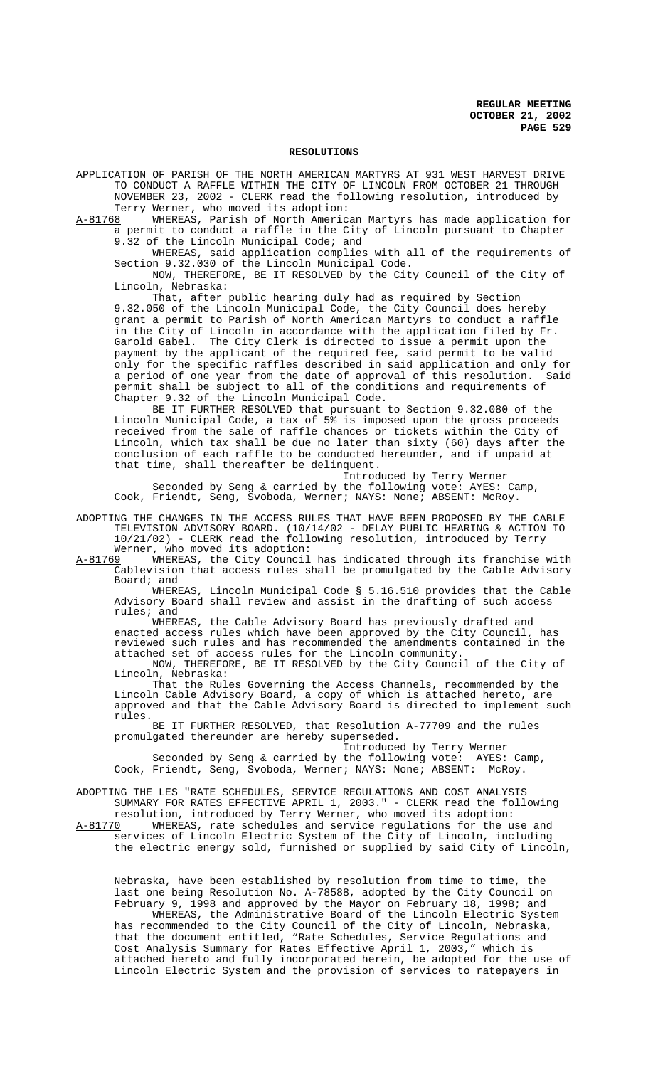## RESOLUTIONS

APPLICATION OF PARISH OF THE NORTH AMERICAN MARTYRS AT 931 WEST HARVEST DRIVE TO CONDUCT A RAFFLE WITHIN THE CITY OF LINCOLN FROM OCTOBER 21 THROUGH NOVEMBER 23, 2002 - CLERK read the following resolution, introduced by Terry Werner, who moved its adoption:

A-81768 WHEREAS, Parish of North American Martyrs has made application for a permit to conduct a raffle in the City of Lincoln pursuant to Chapter 9.32 of the Lincoln Municipal Code; and

WHEREAS, said application complies with all of the requirements of Section 9.32.030 of the Lincoln Municipal Code.

NOW, THEREFORE, BE IT RESOLVED by the City Council of the City of Lincoln, Nebraska:

That, after public hearing duly had as required by Section 9.32.050 of the Lincoln Municipal Code, the City Council does hereby grant a permit to Parish of North American Martyrs to conduct a raffle in the City of Lincoln in accordance with the application filed by Fr. Garold Gabel. The City Clerk is directed to issue a permit upon the payment by the applicant of the required fee, said permit to be valid only for the specific raffles described in said application and only for a period of one year from the date of approval of this resolution. Said permit shall be subject to all of the conditions and requirements of Chapter 9.32 of the Lincoln Municipal Code.

BE IT FURTHER RESOLVED that pursuant to Section 9.32.080 of the Lincoln Municipal Code, a tax of 5% is imposed upon the gross proceeds received from the sale of raffle chances or tickets within the City of Lincoln, which tax shall be due no later than sixty (60) days after the conclusion of each raffle to be conducted hereunder, and if unpaid at that time, shall thereafter be delinquent.

Introduced by Terry Werner

Seconded by Seng & carried by the following vote: AYES: Camp, Cook, Friendt, Seng, Svoboda, Werner; NAYS: None; ABSENT: McRoy.

ADOPTING THE CHANGES IN THE ACCESS RULES THAT HAVE BEEN PROPOSED BY THE CABLE TELEVISION ADVISORY BOARD. (10/14/02 - DELAY PUBLIC HEARING & ACTION TO 10/21/02) - CLERK read the following resolution, introduced by Terry Werner, who moved its adoption:

A-81769 WHEREAS, the City Council has indicated through its franchise with Cablevision that access rules shall be promulgated by the Cable Advisory Board; and

WHEREAS, Lincoln Municipal Code § 5.16.510 provides that the Cable Advisory Board shall review and assist in the drafting of such access rules; and

WHEREAS, the Cable Advisory Board has previously drafted and enacted access rules which have been approved by the City Council, has reviewed such rules and has recommended the amendments contained in the attached set of access rules for the Lincoln community.

NOW, THEREFORE, BE IT RESOLVED by the City Council of the City of Lincoln, Nebraska:

That the Rules Governing the Access Channels, recommended by the Lincoln Cable Advisory Board, a copy of which is attached hereto, are approved and that the Cable Advisory Board is directed to implement such rules.

BE IT FURTHER RESOLVED, that Resolution A-77709 and the rules promulgated thereunder are hereby superseded.

Introduced by Terry Werner

Seconded by Seng & carried by the following vote: AYES: Camp, Cook, Friendt, Seng, Svoboda, Werner; NAYS: None; ABSENT: McRoy.

ADOPTING THE LES "RATE SCHEDULES, SERVICE REGULATIONS AND COST ANALYSIS SUMMARY FOR RATES EFFECTIVE APRIL 1, 2003." - CLERK read the following resolution, introduced by Terry Werner, who moved its adoption:

A-81770 WHEREAS, rate schedules and service regulations for the use and services of Lincoln Electric System of the City of Lincoln, including the electric energy sold, furnished or supplied by said City of Lincoln, Nebraska, have been established by resolution from time to time, the last one being Resolution No. A-78588, adopted by the City Council on February 9, 1998 and approved by the Mayor on February 18, 1998; and

WHEREAS, the Administrative Board of the Lincoln Electric System has recommended to the City Council of the City of Lincoln, Nebraska, that the document entitled, "Rate Schedules, Service Regulations and Cost Analysis Summary for Rates Effective April 1, 2003," which is attached hereto and fully incorporated herein, be adopted for the use of Lincoln Electric System and the provision of services to ratepayers in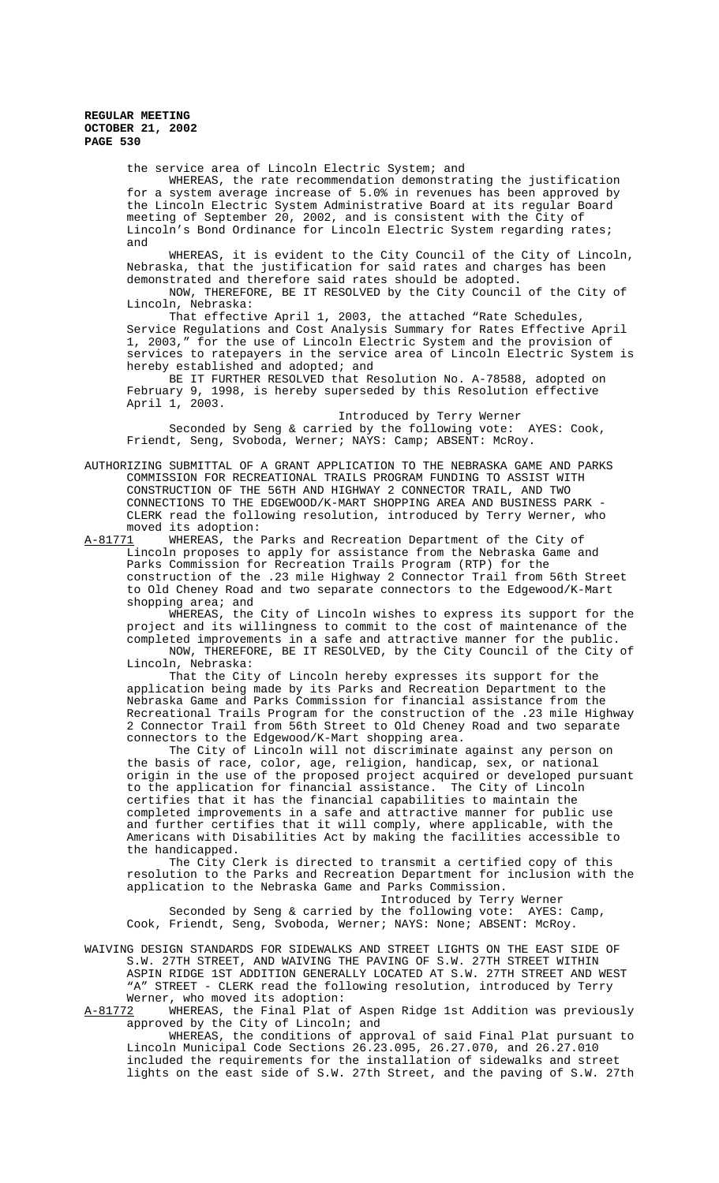the service area of Lincoln Electric System; and

WHEREAS, the rate recommendation demonstrating the justification for a system average increase of 5.0% in revenues has been approved by the Lincoln Electric System Administrative Board at its regular Board meeting of September 20, 2002, and is consistent with the City of Lincoln's Bond Ordinance for Lincoln Electric System regarding rates; and

WHEREAS, it is evident to the City Council of the City of Lincoln, Nebraska, that the justification for said rates and charges has been demonstrated and therefore said rates should be adopted.

NOW, THEREFORE, BE IT RESOLVED by the City Council of the City of Lincoln, Nebraska:

That effective April 1, 2003, the attached "Rate Schedules, Service Regulations and Cost Analysis Summary for Rates Effective April 1, 2003," for the use of Lincoln Electric System and the provision of services to ratepayers in the service area of Lincoln Electric System is hereby established and adopted; and

BE IT FURTHER RESOLVED that Resolution No. A-78588, adopted on February 9, 1998, is hereby superseded by this Resolution effective April 1, 2003.

Introduced by Terry Werner

Seconded by Seng & carried by the following vote: AYES: Cook, Friendt, Seng, Svoboda, Werner; NAYS: Camp; ABSENT: McRoy.

AUTHORIZING SUBMITTAL OF A GRANT APPLICATION TO THE NEBRASKA GAME AND PARKS COMMISSION FOR RECREATIONAL TRAILS PROGRAM FUNDING TO ASSIST WITH CONSTRUCTION OF THE 56TH AND HIGHWAY 2 CONNECTOR TRAIL, AND TWO CONNECTIONS TO THE EDGEWOOD/K-MART SHOPPING AREA AND BUSINESS PARK - CLERK read the following resolution, introduced by Terry Werner, who moved its adoption:

A-81771 WHEREAS, the Parks and Recreation Department of the City of Lincoln proposes to apply for assistance from the Nebraska Game and Parks Commission for Recreation Trails Program (RTP) for the construction of the .23 mile Highway 2 Connector Trail from 56th Street to Old Cheney Road and two separate connectors to the Edgewood/K-Mart shopping area; and

WHEREAS, the City of Lincoln wishes to express its support for the project and its willingness to commit to the cost of maintenance of the completed improvements in a safe and attractive manner for the public.

NOW, THEREFORE, BE IT RESOLVED, by the City Council of the City of Lincoln, Nebraska:

That the City of Lincoln hereby expresses its support for the application being made by its Parks and Recreation Department to the Nebraska Game and Parks Commission for financial assistance from the Recreational Trails Program for the construction of the .23 mile Highway 2 Connector Trail from 56th Street to Old Cheney Road and two separate connectors to the Edgewood/K-Mart shopping area.

The City of Lincoln will not discriminate against any person on the basis of race, color, age, religion, handicap, sex, or national origin in the use of the proposed project acquired or developed pursuant to the application for financial assistance. The City of Lincoln certifies that it has the financial capabilities to maintain the completed improvements in a safe and attractive manner for public use and further certifies that it will comply, where applicable, with the Americans with Disabilities Act by making the facilities accessible to the handicapped.

The City Clerk is directed to transmit a certified copy of this resolution to the Parks and Recreation Department for inclusion with the application to the Nebraska Game and Parks Commission.

Introduced by Terry Werner

Seconded by Seng & carried by the following vote: AYES: Camp, Cook, Friendt, Seng, Svoboda, Werner; NAYS: None; ABSENT: McRoy.

WAIVING DESIGN STANDARDS FOR SIDEWALKS AND STREET LIGHTS ON THE EAST SIDE OF S.W. 27TH STREET, AND WAIVING THE PAVING OF S.W. 27TH STREET WITHIN ASPIN RIDGE 1ST ADDITION GENERALLY LOCATED AT S.W. 27TH STREET AND WEST "A" STREET - CLERK read the following resolution, introduced by Terry Werner, who moved its adoption:

A-81772 WHEREAS, the Final Plat of Aspen Ridge 1st Addition was previously approved by the City of Lincoln; and

WHEREAS, the conditions of approval of said Final Plat pursuant to Lincoln Municipal Code Sections 26.23.095, 26.27.070, and 26.27.010 included the requirements for the installation of sidewalks and street lights on the east side of S.W. 27th Street, and the paving of S.W. 27th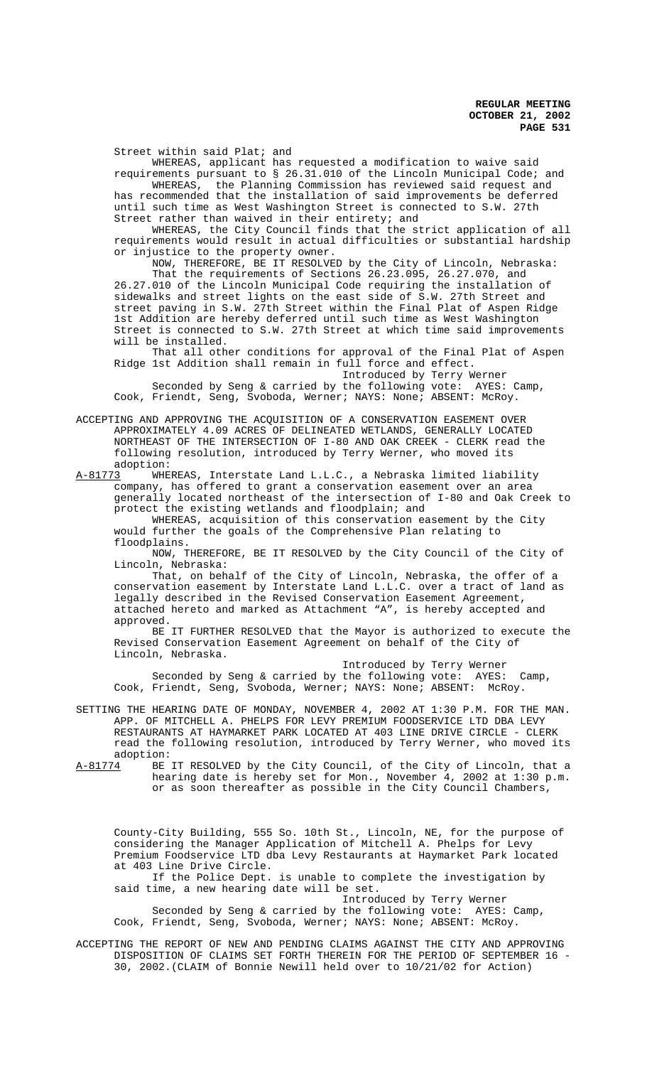Street within said Plat; and

WHEREAS, applicant has requested a modification to waive said requirements pursuant to § 26.31.010 of the Lincoln Municipal Code; and

WHEREAS, the Planning Commission has reviewed said request and has recommended that the installation of said improvements be deferred until such time as West Washington Street is connected to S.W. 27th Street rather than waived in their entirety; and

WHEREAS, the City Council finds that the strict application of all requirements would result in actual difficulties or substantial hardship or injustice to the property owner.

NOW, THEREFORE, BE IT RESOLVED by the City of Lincoln, Nebraska:

That the requirements of Sections 26.23.095, 26.27.070, and 26.27.010 of the Lincoln Municipal Code requiring the installation of sidewalks and street lights on the east side of S.W. 27th Street and street paving in S.W. 27th Street within the Final Plat of Aspen Ridge 1st Addition are hereby deferred until such time as West Washington Street is connected to S.W. 27th Street at which time said improvements will be installed.

That all other conditions for approval of the Final Plat of Aspen Ridge 1st Addition shall remain in full force and effect.

Introduced by Terry Werner

Seconded by Seng & carried by the following vote: AYES: Camp, Cook, Friendt, Seng, Svoboda, Werner; NAYS: None; ABSENT: McRoy.

ACCEPTING AND APPROVING THE ACQUISITION OF A CONSERVATION EASEMENT OVER APPROXIMATELY 4.09 ACRES OF DELINEATED WETLANDS, GENERALLY LOCATED NORTHEAST OF THE INTERSECTION OF I-80 AND OAK CREEK - CLERK read the following resolution, introduced by Terry Werner, who moved its adoption:

A-81773 WHEREAS, Interstate Land L.L.C., a Nebraska limited liability company, has offered to grant a conservation easement over an area generally located northeast of the intersection of I-80 and Oak Creek to protect the existing wetlands and floodplain; and

WHEREAS, acquisition of this conservation easement by the City would further the goals of the Comprehensive Plan relating to floodplains.

NOW, THEREFORE, BE IT RESOLVED by the City Council of the City of Lincoln, Nebraska:

That, on behalf of the City of Lincoln, Nebraska, the offer of a conservation easement by Interstate Land L.L.C. over a tract of land as legally described in the Revised Conservation Easement Agreement, attached hereto and marked as Attachment "A", is hereby accepted and approved.

BE IT FURTHER RESOLVED that the Mayor is authorized to execute the Revised Conservation Easement Agreement on behalf of the City of Lincoln, Nebraska.

Introduced by Terry Werner

Seconded by Seng & carried by the following vote: AYES: Camp, Cook, Friendt, Seng, Svoboda, Werner; NAYS: None; ABSENT: McRoy.

SETTING THE HEARING DATE OF MONDAY, NOVEMBER 4, 2002 AT 1:30 P.M. FOR THE MAN. APP. OF MITCHELL A. PHELPS FOR LEVY PREMIUM FOODSERVICE LTD DBA LEVY RESTAURANTS AT HAYMARKET PARK LOCATED AT 403 LINE DRIVE CIRCLE - CLERK read the following resolution, introduced by Terry Werner, who moved its adoption:

A-81774 BE IT RESOLVED by the City Council, of the City of Lincoln, that a hearing date is hereby set for Mon., November 4, 2002 at 1:30 p.m. or as soon thereafter as possible in the City Council Chambers, County-City Building, 555 So. 10th St., Lincoln, NE, for the purpose of considering the Manager Application of Mitchell A. Phelps for Levy Premium Foodservice LTD dba Levy Restaurants at Haymarket Park located at 403 Line Drive Circle.

If the Police Dept. is unable to complete the investigation by said time, a new hearing date will be set.

Introduced by Terry Werner

Seconded by Seng & carried by the following vote: AYES: Camp, Cook, Friendt, Seng, Svoboda, Werner; NAYS: None; ABSENT: McRoy.

ACCEPTING THE REPORT OF NEW AND PENDING CLAIMS AGAINST THE CITY AND APPROVING DISPOSITION OF CLAIMS SET FORTH THEREIN FOR THE PERIOD OF SEPTEMBER 16 - 30, 2002.(CLAIM of Bonnie Newill held over to 10/21/02 for Action)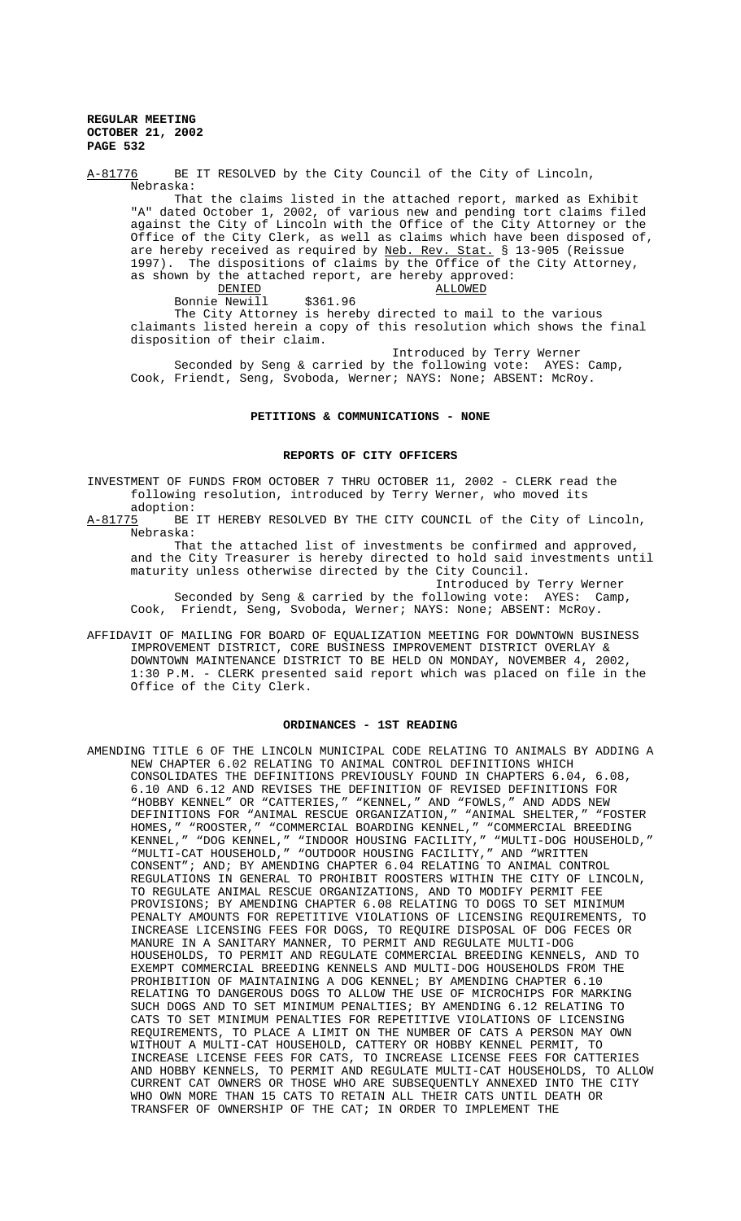A-81776 BE IT RESOLVED by the City Council of the City of Lincoln, Nebraska:

That the claims listed in the attached report, marked as Exhibit "A" dated October 1, 2002, of various new and pending tort claims filed against the City of Lincoln with the Office of the City Attorney or the Office of the City Clerk, as well as claims which have been disposed of, are hereby received as required by Neb. Rev. Stat. § 13-905 (Reissue 1997). The dispositions of claims by the Office of the City Attorney, as shown by the attached report, are hereby approved:

| DENIED | ALLOWED |
|---|---|
| Bonnie Newill $361.96 | |

The City Attorney is hereby directed to mail to the various claimants listed herein a copy of this resolution which shows the final disposition of their claim.

Introduced by Terry Werner

Seconded by Seng & carried by the following vote: AYES: Camp, Cook, Friendt, Seng, Svoboda, Werner; NAYS: None; ABSENT: McRoy.

## PETITIONS & COMMUNICATIONS - NONE

## REPORTS OF CITY OFFICERS

INVESTMENT OF FUNDS FROM OCTOBER 7 THRU OCTOBER 11, 2002 - CLERK read the following resolution, introduced by Terry Werner, who moved its adoption:

A-81775 BE IT HEREBY RESOLVED BY THE CITY COUNCIL of the City of Lincoln, Nebraska:

That the attached list of investments be confirmed and approved, and the City Treasurer is hereby directed to hold said investments until maturity unless otherwise directed by the City Council.

Introduced by Terry Werner

Seconded by Seng & carried by the following vote: AYES: Camp, Cook, Friendt, Seng, Svoboda, Werner; NAYS: None; ABSENT: McRoy.

AFFIDAVIT OF MAILING FOR BOARD OF EQUALIZATION MEETING FOR DOWNTOWN BUSINESS IMPROVEMENT DISTRICT, CORE BUSINESS IMPROVEMENT DISTRICT OVERLAY & DOWNTOWN MAINTENANCE DISTRICT TO BE HELD ON MONDAY, NOVEMBER 4, 2002, 1:30 P.M. - CLERK presented said report which was placed on file in the Office of the City Clerk.

## ORDINANCES - 1ST READING

AMENDING TITLE 6 OF THE LINCOLN MUNICIPAL CODE RELATING TO ANIMALS BY ADDING A NEW CHAPTER 6.02 RELATING TO ANIMAL CONTROL DEFINITIONS WHICH CONSOLIDATES THE DEFINITIONS PREVIOUSLY FOUND IN CHAPTERS 6.04, 6.08, 6.10 AND 6.12 AND REVISES THE DEFINITION OF REVISED DEFINITIONS FOR "HOBBY KENNEL" OR "CATTERIES," "KENNEL," AND "FOWLS," AND ADDS NEW DEFINITIONS FOR "ANIMAL RESCUE ORGANIZATION," "ANIMAL SHELTER," "FOSTER HOMES," "ROOSTER," "COMMERCIAL BOARDING KENNEL," "COMMERCIAL BREEDING KENNEL," "DOG KENNEL," "INDOOR HOUSING FACILITY," "MULTI-DOG HOUSEHOLD," "MULTI-CAT HOUSEHOLD," "OUTDOOR HOUSING FACILITY," AND "WRITTEN CONSENT"; AND; BY AMENDING CHAPTER 6.04 RELATING TO ANIMAL CONTROL REGULATIONS IN GENERAL TO PROHIBIT ROOSTERS WITHIN THE CITY OF LINCOLN, TO REGULATE ANIMAL RESCUE ORGANIZATIONS, AND TO MODIFY PERMIT FEE PROVISIONS; BY AMENDING CHAPTER 6.08 RELATING TO DOGS TO SET MINIMUM PENALTY AMOUNTS FOR REPETITIVE VIOLATIONS OF LICENSING REQUIREMENTS, TO INCREASE LICENSING FEES FOR DOGS, TO REQUIRE DISPOSAL OF DOG FECES OR MANURE IN A SANITARY MANNER, TO PERMIT AND REGULATE MULTI-DOG HOUSEHOLDS, TO PERMIT AND REGULATE COMMERCIAL BREEDING KENNELS, AND TO EXEMPT COMMERCIAL BREEDING KENNELS AND MULTI-DOG HOUSEHOLDS FROM THE PROHIBITION OF MAINTAINING A DOG KENNEL; BY AMENDING CHAPTER 6.10 RELATING TO DANGEROUS DOGS TO ALLOW THE USE OF MICROCHIPS FOR MARKING SUCH DOGS AND TO SET MINIMUM PENALTIES; BY AMENDING 6.12 RELATING TO CATS TO SET MINIMUM PENALTIES FOR REPETITIVE VIOLATIONS OF LICENSING REQUIREMENTS, TO PLACE A LIMIT ON THE NUMBER OF CATS A PERSON MAY OWN WITHOUT A MULTI-CAT HOUSEHOLD, CATTERY OR HOBBY KENNEL PERMIT, TO INCREASE LICENSE FEES FOR CATS, TO INCREASE LICENSE FEES FOR CATTERIES AND HOBBY KENNELS, TO PERMIT AND REGULATE MULTI-CAT HOUSEHOLDS, TO ALLOW CURRENT CAT OWNERS OR THOSE WHO ARE SUBSEQUENTLY ANNEXED INTO THE CITY WHO OWN MORE THAN 15 CATS TO RETAIN ALL THEIR CATS UNTIL DEATH OR TRANSFER OF OWNERSHIP OF THE CAT; IN ORDER TO IMPLEMENT THE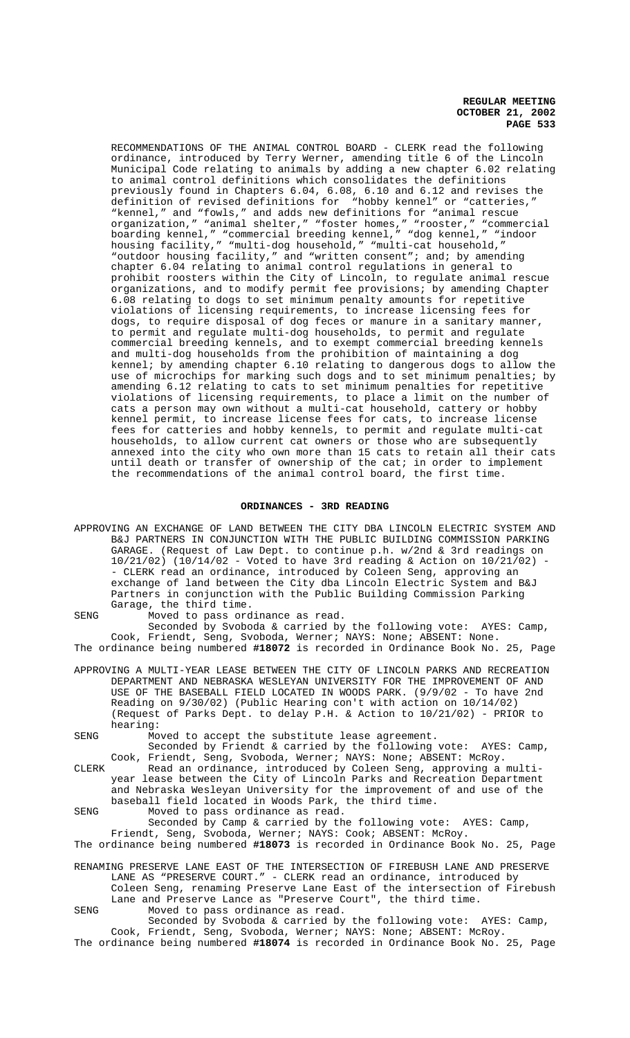RECOMMENDATIONS OF THE ANIMAL CONTROL BOARD - CLERK read the following ordinance, introduced by Terry Werner, amending title 6 of the Lincoln Municipal Code relating to animals by adding a new chapter 6.02 relating to animal control definitions which consolidates the definitions previously found in Chapters 6.04, 6.08, 6.10 and 6.12 and revises the definition of revised definitions for "hobby kennel" or "catteries," "kennel," and "fowls," and adds new definitions for "animal rescue organization," "animal shelter," "foster homes," "rooster," "commercial boarding kennel," "commercial breeding kennel," "dog kennel," "indoor housing facility," "multi-dog household," "multi-cat household," "outdoor housing facility," and "written consent"; and; by amending chapter 6.04 relating to animal control regulations in general to prohibit roosters within the City of Lincoln, to regulate animal rescue organizations, and to modify permit fee provisions; by amending Chapter 6.08 relating to dogs to set minimum penalty amounts for repetitive violations of licensing requirements, to increase licensing fees for dogs, to require disposal of dog feces or manure in a sanitary manner, to permit and regulate multi-dog households, to permit and regulate commercial breeding kennels, and to exempt commercial breeding kennels and multi-dog households from the prohibition of maintaining a dog kennel; by amending chapter 6.10 relating to dangerous dogs to allow the use of microchips for marking such dogs and to set minimum penalties; by amending 6.12 relating to cats to set minimum penalties for repetitive violations of licensing requirements, to place a limit on the number of cats a person may own without a multi-cat household, cattery or hobby kennel permit, to increase license fees for cats, to increase license fees for catteries and hobby kennels, to permit and regulate multi-cat households, to allow current cat owners or those who are subsequently annexed into the city who own more than 15 cats to retain all their cats until death or transfer of ownership of the cat; in order to implement the recommendations of the animal control board, the first time.

## ORDINANCES - 3RD READING

APPROVING AN EXCHANGE OF LAND BETWEEN THE CITY DBA LINCOLN ELECTRIC SYSTEM AND B&J PARTNERS IN CONJUNCTION WITH THE PUBLIC BUILDING COMMISSION PARKING GARAGE. (Request of Law Dept. to continue p.h. w/2nd & 3rd readings on 10/21/02) (10/14/02 - Voted to have 3rd reading & Action on 10/21/02) - - CLERK read an ordinance, introduced by Coleen Seng, approving an exchange of land between the City dba Lincoln Electric System and B&J Partners in conjunction with the Public Building Commission Parking Garage, the third time.

SENG Moved to pass ordinance as read.

Seconded by Svoboda & carried by the following vote: AYES: Camp, Cook, Friendt, Seng, Svoboda, Werner; NAYS: None; ABSENT: None.

The ordinance being numbered **#18072** is recorded in Ordinance Book No. 25, Page

APPROVING A MULTI-YEAR LEASE BETWEEN THE CITY OF LINCOLN PARKS AND RECREATION DEPARTMENT AND NEBRASKA WESLEYAN UNIVERSITY FOR THE IMPROVEMENT OF AND USE OF THE BASEBALL FIELD LOCATED IN WOODS PARK. (9/9/02 - To have 2nd Reading on 9/30/02) (Public Hearing con't with action on 10/14/02) (Request of Parks Dept. to delay P.H. & Action to 10/21/02) - PRIOR to hearing:

SENG Moved to accept the substitute lease agreement.

Seconded by Friendt & carried by the following vote: AYES: Camp, Cook, Friendt, Seng, Svoboda, Werner; NAYS: None; ABSENT: McRoy.

CLERK Read an ordinance, introduced by Coleen Seng, approving a multi-year lease between the City of Lincoln Parks and Recreation Department and Nebraska Wesleyan University for the improvement of and use of the baseball field located in Woods Park, the third time.

SENG Moved to pass ordinance as read.

Seconded by Camp & carried by the following vote: AYES: Camp, Friendt, Seng, Svoboda, Werner; NAYS: Cook; ABSENT: McRoy.

The ordinance being numbered **#18073** is recorded in Ordinance Book No. 25, Page

RENAMING PRESERVE LANE EAST OF THE INTERSECTION OF FIREBUSH LANE AND PRESERVE LANE AS "PRESERVE COURT." - CLERK read an ordinance, introduced by Coleen Seng, renaming Preserve Lane East of the intersection of Firebush Lane and Preserve Lance as "Preserve Court", the third time.

SENG Moved to pass ordinance as read.

Seconded by Svoboda & carried by the following vote: AYES: Camp, Cook, Friendt, Seng, Svoboda, Werner; NAYS: None; ABSENT: McRoy.

The ordinance being numbered **#18074** is recorded in Ordinance Book No. 25, Page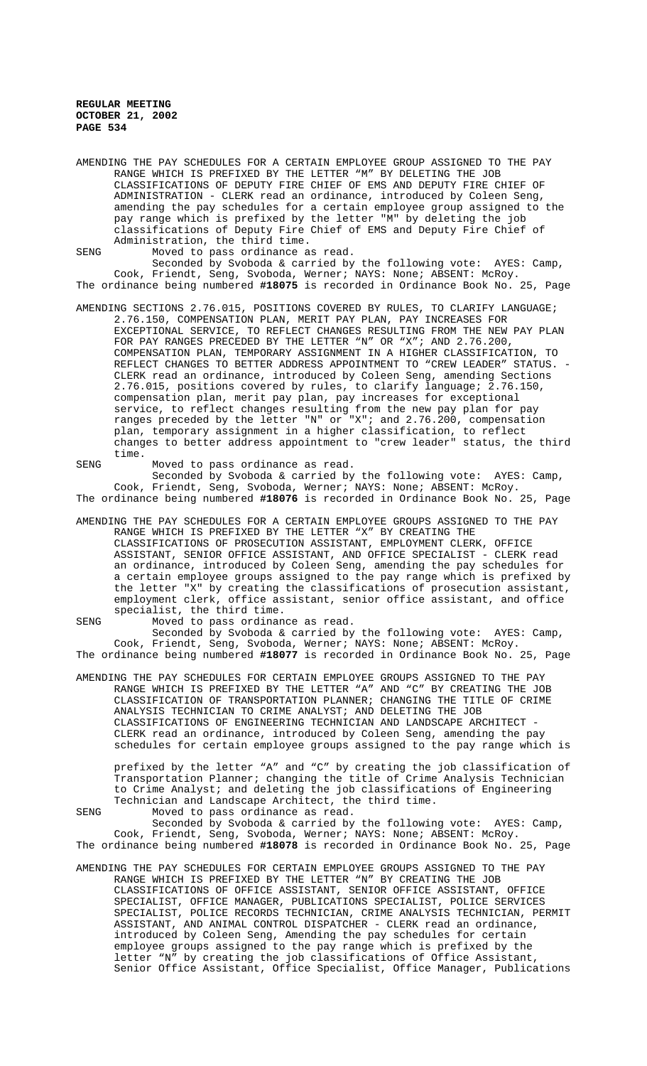AMENDING THE PAY SCHEDULES FOR A CERTAIN EMPLOYEE GROUP ASSIGNED TO THE PAY RANGE WHICH IS PREFIXED BY THE LETTER "M" BY DELETING THE JOB CLASSIFICATIONS OF DEPUTY FIRE CHIEF OF EMS AND DEPUTY FIRE CHIEF OF ADMINISTRATION - CLERK read an ordinance, introduced by Coleen Seng, amending the pay schedules for a certain employee group assigned to the pay range which is prefixed by the letter "M" by deleting the job classifications of Deputy Fire Chief of EMS and Deputy Fire Chief of Administration, the third time.

SENG Moved to pass ordinance as read.

Seconded by Svoboda & carried by the following vote: AYES: Camp, Cook, Friendt, Seng, Svoboda, Werner; NAYS: None; ABSENT: McRoy.

The ordinance being numbered **#18075** is recorded in Ordinance Book No. 25, Page

AMENDING SECTIONS 2.76.015, POSITIONS COVERED BY RULES, TO CLARIFY LANGUAGE; 2.76.150, COMPENSATION PLAN, MERIT PAY PLAN, PAY INCREASES FOR EXCEPTIONAL SERVICE, TO REFLECT CHANGES RESULTING FROM THE NEW PAY PLAN FOR PAY RANGES PRECEDED BY THE LETTER "N" OR "X"; AND 2.76.200, COMPENSATION PLAN, TEMPORARY ASSIGNMENT IN A HIGHER CLASSIFICATION, TO REFLECT CHANGES TO BETTER ADDRESS APPOINTMENT TO "CREW LEADER" STATUS. - CLERK read an ordinance, introduced by Coleen Seng, amending Sections 2.76.015, positions covered by rules, to clarify language; 2.76.150, compensation plan, merit pay plan, pay increases for exceptional service, to reflect changes resulting from the new pay plan for pay ranges preceded by the letter "N" or "X"; and 2.76.200, compensation plan, temporary assignment in a higher classification, to reflect changes to better address appointment to "crew leader" status, the third time.

SENG Moved to pass ordinance as read.

Seconded by Svoboda & carried by the following vote: AYES: Camp, Cook, Friendt, Seng, Svoboda, Werner; NAYS: None; ABSENT: McRoy.

The ordinance being numbered **#18076** is recorded in Ordinance Book No. 25, Page

AMENDING THE PAY SCHEDULES FOR A CERTAIN EMPLOYEE GROUPS ASSIGNED TO THE PAY RANGE WHICH IS PREFIXED BY THE LETTER "X" BY CREATING THE CLASSIFICATIONS OF PROSECUTION ASSISTANT, EMPLOYMENT CLERK, OFFICE ASSISTANT, SENIOR OFFICE ASSISTANT, AND OFFICE SPECIALIST - CLERK read an ordinance, introduced by Coleen Seng, amending the pay schedules for a certain employee groups assigned to the pay range which is prefixed by the letter "X" by creating the classifications of prosecution assistant, employment clerk, office assistant, senior office assistant, and office specialist, the third time.

SENG Moved to pass ordinance as read.

Seconded by Svoboda & carried by the following vote: AYES: Camp, Cook, Friendt, Seng, Svoboda, Werner; NAYS: None; ABSENT: McRoy.

The ordinance being numbered **#18077** is recorded in Ordinance Book No. 25, Page

AMENDING THE PAY SCHEDULES FOR CERTAIN EMPLOYEE GROUPS ASSIGNED TO THE PAY RANGE WHICH IS PREFIXED BY THE LETTER "A" AND "C" BY CREATING THE JOB CLASSIFICATION OF TRANSPORTATION PLANNER; CHANGING THE TITLE OF CRIME ANALYSIS TECHNICIAN TO CRIME ANALYST; AND DELETING THE JOB CLASSIFICATIONS OF ENGINEERING TECHNICIAN AND LANDSCAPE ARCHITECT - CLERK read an ordinance, introduced by Coleen Seng, amending the pay schedules for certain employee groups assigned to the pay range which is prefixed by the letter "A" and "C" by creating the job classification of Transportation Planner; changing the title of Crime Analysis Technician to Crime Analyst; and deleting the job classifications of Engineering Technician and Landscape Architect, the third time.

SENG Moved to pass ordinance as read.

Seconded by Svoboda & carried by the following vote: AYES: Camp, Cook, Friendt, Seng, Svoboda, Werner; NAYS: None; ABSENT: McRoy.

The ordinance being numbered **#18078** is recorded in Ordinance Book No. 25, Page

AMENDING THE PAY SCHEDULES FOR CERTAIN EMPLOYEE GROUPS ASSIGNED TO THE PAY RANGE WHICH IS PREFIXED BY THE LETTER "N" BY CREATING THE JOB CLASSIFICATIONS OF OFFICE ASSISTANT, SENIOR OFFICE ASSISTANT, OFFICE SPECIALIST, OFFICE MANAGER, PUBLICATIONS SPECIALIST, POLICE SERVICES SPECIALIST, POLICE RECORDS TECHNICIAN, CRIME ANALYSIS TECHNICIAN, PERMIT ASSISTANT, AND ANIMAL CONTROL DISPATCHER - CLERK read an ordinance, introduced by Coleen Seng, Amending the pay schedules for certain employee groups assigned to the pay range which is prefixed by the letter "N" by creating the job classifications of Office Assistant, Senior Office Assistant, Office Specialist, Office Manager, Publications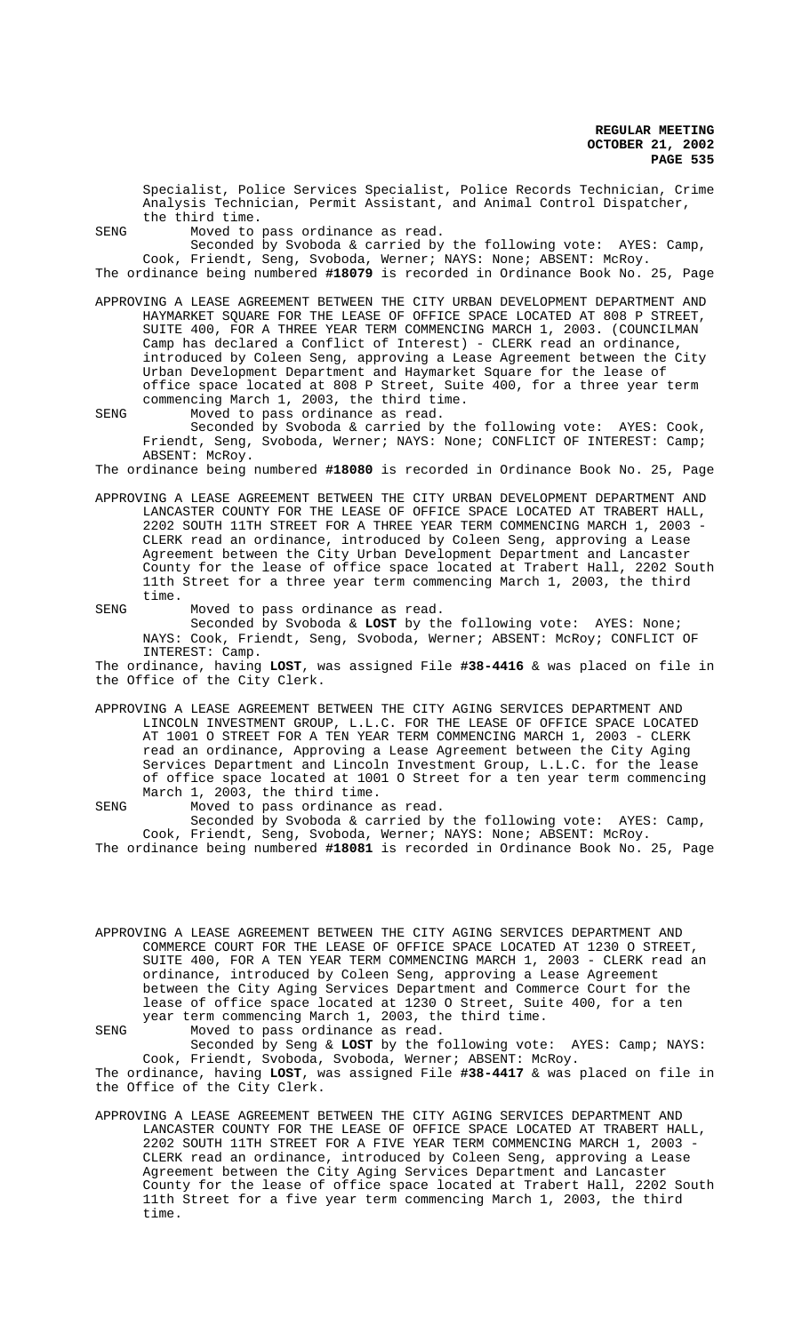Specialist, Police Services Specialist, Police Records Technician, Crime Analysis Technician, Permit Assistant, and Animal Control Dispatcher, the third time.

SENG Moved to pass ordinance as read.

Seconded by Svoboda & carried by the following vote: AYES: Camp, Cook, Friendt, Seng, Svoboda, Werner; NAYS: None; ABSENT: McRoy.

The ordinance being numbered **#18079** is recorded in Ordinance Book No. 25, Page

APPROVING A LEASE AGREEMENT BETWEEN THE CITY URBAN DEVELOPMENT DEPARTMENT AND HAYMARKET SQUARE FOR THE LEASE OF OFFICE SPACE LOCATED AT 808 P STREET, SUITE 400, FOR A THREE YEAR TERM COMMENCING MARCH 1, 2003. (COUNCILMAN Camp has declared a Conflict of Interest) - CLERK read an ordinance, introduced by Coleen Seng, approving a Lease Agreement between the City Urban Development Department and Haymarket Square for the lease of office space located at 808 P Street, Suite 400, for a three year term commencing March 1, 2003, the third time.

SENG Moved to pass ordinance as read.

Seconded by Svoboda & carried by the following vote: AYES: Cook, Friendt, Seng, Svoboda, Werner; NAYS: None; CONFLICT OF INTEREST: Camp; ABSENT: McRoy.

The ordinance being numbered **#18080** is recorded in Ordinance Book No. 25, Page

APPROVING A LEASE AGREEMENT BETWEEN THE CITY URBAN DEVELOPMENT DEPARTMENT AND LANCASTER COUNTY FOR THE LEASE OF OFFICE SPACE LOCATED AT TRABERT HALL, 2202 SOUTH 11TH STREET FOR A THREE YEAR TERM COMMENCING MARCH 1, 2003 - CLERK read an ordinance, introduced by Coleen Seng, approving a Lease Agreement between the City Urban Development Department and Lancaster County for the lease of office space located at Trabert Hall, 2202 South 11th Street for a three year term commencing March 1, 2003, the third time.

SENG Moved to pass ordinance as read.

Seconded by Svoboda & **LOST** by the following vote: AYES: None; NAYS: Cook, Friendt, Seng, Svoboda, Werner; ABSENT: McRoy; CONFLICT OF INTEREST: Camp.

The ordinance, having **LOST**, was assigned File **#38-4416** & was placed on file in the Office of the City Clerk.

APPROVING A LEASE AGREEMENT BETWEEN THE CITY AGING SERVICES DEPARTMENT AND LINCOLN INVESTMENT GROUP, L.L.C. FOR THE LEASE OF OFFICE SPACE LOCATED AT 1001 O STREET FOR A TEN YEAR TERM COMMENCING MARCH 1, 2003 - CLERK read an ordinance, Approving a Lease Agreement between the City Aging Services Department and Lincoln Investment Group, L.L.C. for the lease of office space located at 1001 O Street for a ten year term commencing March 1, 2003, the third time.

SENG Moved to pass ordinance as read.

Seconded by Svoboda & carried by the following vote: AYES: Camp, Cook, Friendt, Seng, Svoboda, Werner; NAYS: None; ABSENT: McRoy.

The ordinance being numbered **#18081** is recorded in Ordinance Book No. 25, Page

APPROVING A LEASE AGREEMENT BETWEEN THE CITY AGING SERVICES DEPARTMENT AND COMMERCE COURT FOR THE LEASE OF OFFICE SPACE LOCATED AT 1230 O STREET, SUITE 400, FOR A TEN YEAR TERM COMMENCING MARCH 1, 2003 - CLERK read an ordinance, introduced by Coleen Seng, approving a Lease Agreement between the City Aging Services Department and Commerce Court for the lease of office space located at 1230 O Street, Suite 400, for a ten year term commencing March 1, 2003, the third time.

SENG Moved to pass ordinance as read.

Seconded by Seng & **LOST** by the following vote: AYES: Camp; NAYS: Cook, Friendt, Svoboda, Svoboda, Werner; ABSENT: McRoy.

The ordinance, having **LOST**, was assigned File **#38-4417** & was placed on file in the Office of the City Clerk.

APPROVING A LEASE AGREEMENT BETWEEN THE CITY AGING SERVICES DEPARTMENT AND LANCASTER COUNTY FOR THE LEASE OF OFFICE SPACE LOCATED AT TRABERT HALL, 2202 SOUTH 11TH STREET FOR A FIVE YEAR TERM COMMENCING MARCH 1, 2003 - CLERK read an ordinance, introduced by Coleen Seng, approving a Lease Agreement between the City Aging Services Department and Lancaster County for the lease of office space located at Trabert Hall, 2202 South 11th Street for a five year term commencing March 1, 2003, the third time.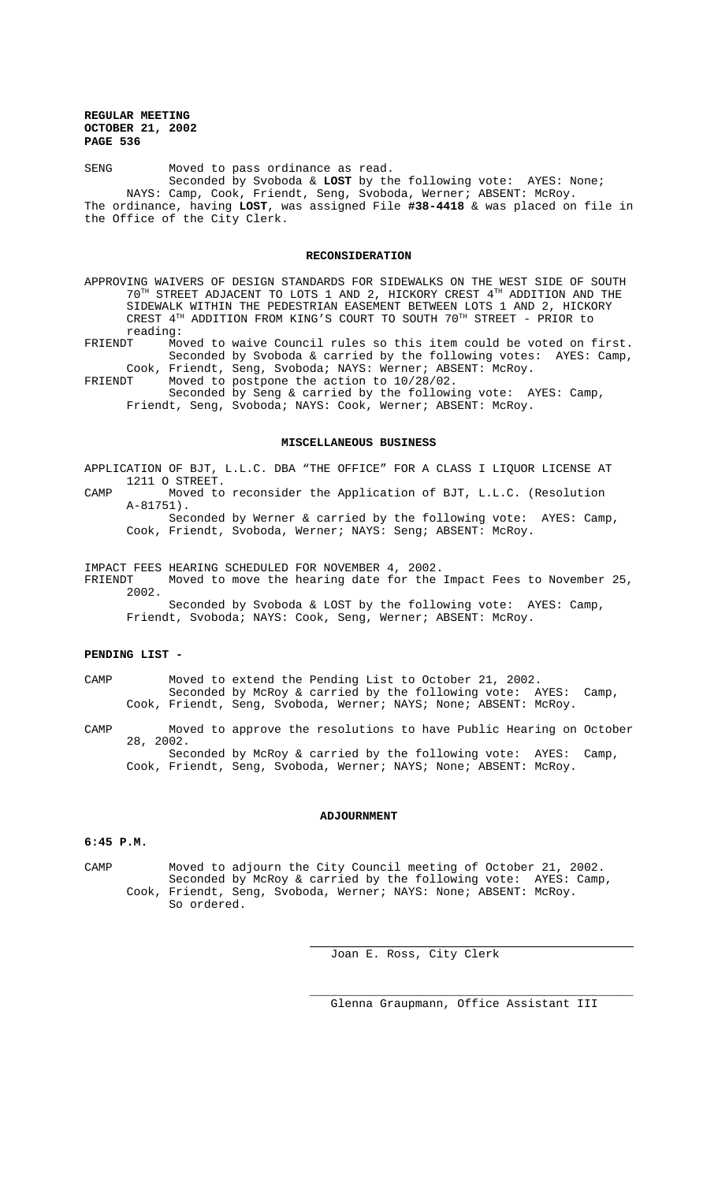SENG Moved to pass ordinance as read.

Seconded by Svoboda & **LOST** by the following vote: AYES: None; NAYS: Camp, Cook, Friendt, Seng, Svoboda, Werner; ABSENT: McRoy.

The ordinance, having **LOST**, was assigned File **#38-4418** & was placed on file in the Office of the City Clerk.

## RECONSIDERATION

APPROVING WAIVERS OF DESIGN STANDARDS FOR SIDEWALKS ON THE WEST SIDE OF SOUTH 70TH STREET ADJACENT TO LOTS 1 AND 2, HICKORY CREST 4TH ADDITION AND THE SIDEWALK WITHIN THE PEDESTRIAN EASEMENT BETWEEN LOTS 1 AND 2, HICKORY CREST 4TH ADDITION FROM KING'S COURT TO SOUTH 70TH STREET - PRIOR to reading:

FRIENDT Moved to waive Council rules so this item could be voted on first.

Seconded by Svoboda & carried by the following votes: AYES: Camp, Cook, Friendt, Seng, Svoboda; NAYS: Werner; ABSENT: McRoy.

FRIENDT Moved to postpone the action to 10/28/02.

Seconded by Seng & carried by the following vote: AYES: Camp, Friendt, Seng, Svoboda; NAYS: Cook, Werner; ABSENT: McRoy.

## MISCELLANEOUS BUSINESS

APPLICATION OF BJT, L.L.C. DBA "THE OFFICE" FOR A CLASS I LIQUOR LICENSE AT 1211 O STREET.

CAMP Moved to reconsider the Application of BJT, L.L.C. (Resolution A-81751).

Seconded by Werner & carried by the following vote: AYES: Camp, Cook, Friendt, Svoboda, Werner; NAYS: Seng; ABSENT: McRoy.

IMPACT FEES HEARING SCHEDULED FOR NOVEMBER 4, 2002.

FRIENDT Moved to move the hearing date for the Impact Fees to November 25, 2002.

Seconded by Svoboda & LOST by the following vote: AYES: Camp, Friendt, Svoboda; NAYS: Cook, Seng, Werner; ABSENT: McRoy.

**PENDING LIST -**

CAMP Moved to extend the Pending List to October 21, 2002.

Seconded by McRoy & carried by the following vote: AYES: Camp, Cook, Friendt, Seng, Svoboda, Werner; NAYS; None; ABSENT: McRoy.

CAMP Moved to approve the resolutions to have Public Hearing on October 28, 2002.

Seconded by McRoy & carried by the following vote: AYES: Camp, Cook, Friendt, Seng, Svoboda, Werner; NAYS; None; ABSENT: McRoy.

## ADJOURNMENT

**6:45 P.M.**

CAMP Moved to adjourn the City Council meeting of October 21, 2002.

Seconded by McRoy & carried by the following vote: AYES: Camp, Cook, Friendt, Seng, Svoboda, Werner; NAYS: None; ABSENT: McRoy.

So ordered.

Joan E. Ross, City Clerk

Glenna Graupmann, Office Assistant III